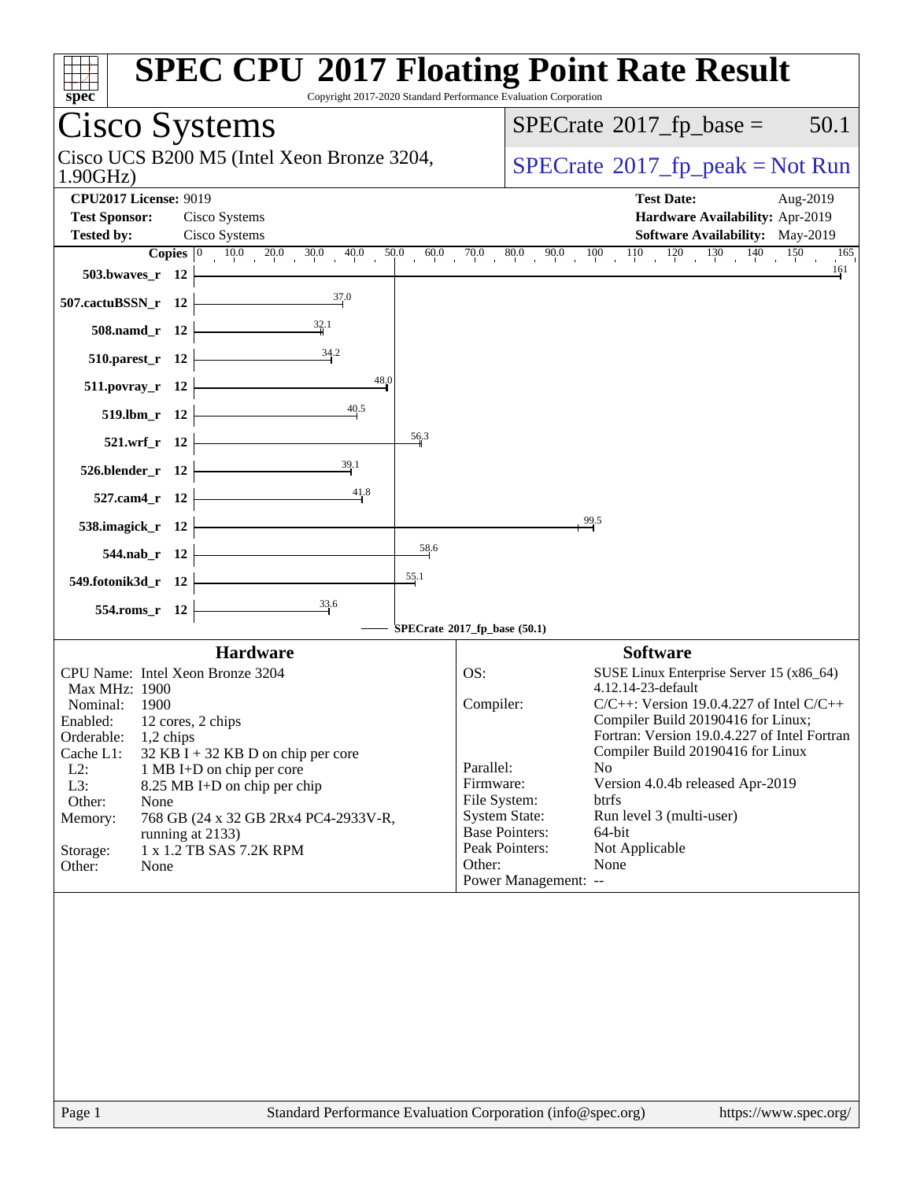# SPEC CPU 2017 Floating Point Rate Result

Copyright 2017-2020 Standard Performance Evaluation Corporation

## Cisco Systems

Cisco UCS B200 M5 (Intel Xeon Bronze 3204, 1.90GHz)

SPECrate 2017_fp_base = 50.1

SPECrate 2017_fp_peak = Not Run

**CPU2017 License:** 9019
**Test Sponsor:** Cisco Systems
**Tested by:** Cisco Systems

**Test Date:** Aug-2019
**Hardware Availability:** Apr-2019
**Software Availability:** May-2019

| Benchmark | Copies | SPECrate 2017_fp_base |
|---|---|---|
| 503.bwaves_r | 12 | 161 |
| 507.cactuBSSN_r | 12 | 37.0 |
| 508.namd_r | 12 | 32.1 |
| 510.parest_r | 12 | 34.2 |
| 511.povray_r | 12 | 48.0 |
| 519.lbm_r | 12 | 40.5 |
| 521.wrf_r | 12 | 56.3 |
| 526.blender_r | 12 | 39.1 |
| 527.cam4_r | 12 | 41.8 |
| 538.imagick_r | 12 | 99.5 |
| 544.nab_r | 12 | 58.6 |
| 549.fotonik3d_r | 12 | 55.1 |
| 554.roms_r | 12 | 33.6 |

SPECrate 2017_fp_base (50.1)

### Hardware

- **CPU Name:** Intel Xeon Bronze 3204
- **Max MHz:** 1900
- **Nominal:** 1900
- **Enabled:** 12 cores, 2 chips
- **Orderable:** 1,2 chips
- **Cache L1:** 32 KB I + 32 KB D on chip per core
- **L2:** 1 MB I+D on chip per core
- **L3:** 8.25 MB I+D on chip per chip
- **Other:** None
- **Memory:** 768 GB (24 x 32 GB 2Rx4 PC4-2933V-R, running at 2133)
- **Storage:** 1 x 1.2 TB SAS 7.2K RPM
- **Other:** None

### Software

- **OS:** SUSE Linux Enterprise Server 15 (x86_64) 4.12.14-23-default
- **Compiler:** C/C++: Version 19.0.4.227 of Intel C/C++ Compiler Build 20190416 for Linux; Fortran: Version 19.0.4.227 of Intel Fortran Compiler Build 20190416 for Linux
- **Parallel:** No
- **Firmware:** Version 4.0.4b released Apr-2019
- **File System:** btrfs
- **System State:** Run level 3 (multi-user)
- **Base Pointers:** 64-bit
- **Peak Pointers:** Not Applicable
- **Other:** None
- **Power Management:** --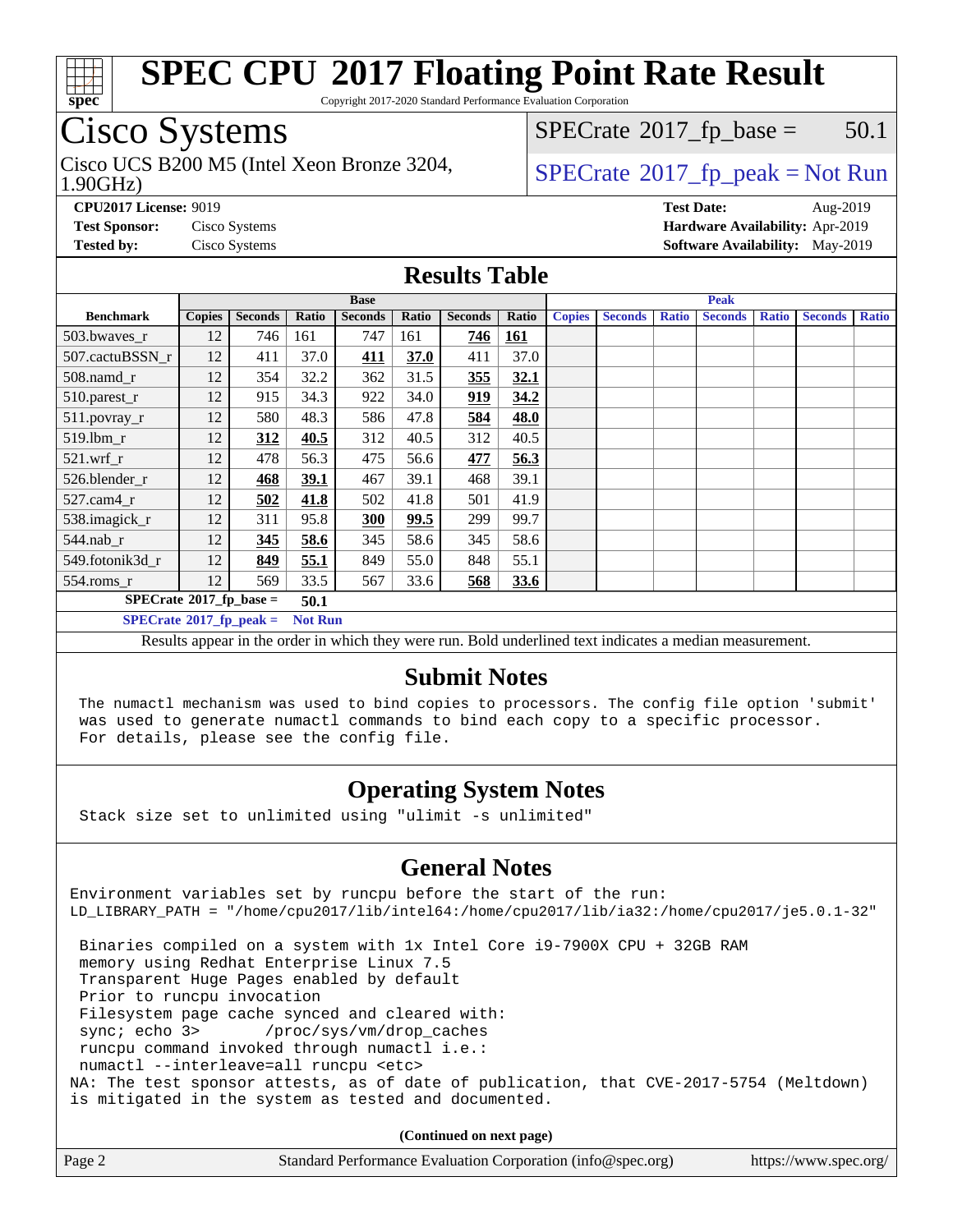# SPEC CPU 2017 Floating Point Rate Result

Copyright 2017-2020 Standard Performance Evaluation Corporation

## Cisco Systems

Cisco UCS B200 M5 (Intel Xeon Bronze 3204, 1.90GHz)

SPECrate 2017_fp_base = 50.1

SPECrate 2017_fp_peak = Not Run

**CPU2017 License:** 9019
**Test Sponsor:** Cisco Systems
**Tested by:** Cisco Systems
**Test Date:** Aug-2019
**Hardware Availability:** Apr-2019
**Software Availability:** May-2019

## Results Table

| | Base | | | | | | | Peak | | | | | | |
|---|---|---|---|---|---|---|---|---|---|---|---|---|---|---|
| **Benchmark** | **Copies** | **Seconds** | **Ratio** | **Seconds** | **Ratio** | **Seconds** | **Ratio** | **Copies** | **Seconds** | **Ratio** | **Seconds** | **Ratio** | **Seconds** | **Ratio** |
| 503.bwaves_r | 12 | 746 | 161 | 747 | 161 | **746** | **161** | | | | | | | |
| 507.cactuBSSN_r | 12 | 411 | 37.0 | **411** | **37.0** | 411 | 37.0 | | | | | | | |
| 508.namd_r | 12 | 354 | 32.2 | 362 | 31.5 | **355** | **32.1** | | | | | | | |
| 510.parest_r | 12 | 915 | 34.3 | 922 | 34.0 | **919** | **34.2** | | | | | | | |
| 511.povray_r | 12 | 580 | 48.3 | 586 | 47.8 | **584** | **48.0** | | | | | | | |
| 519.lbm_r | 12 | **312** | **40.5** | 312 | 40.5 | 312 | 40.5 | | | | | | | |
| 521.wrf_r | 12 | 478 | 56.3 | 475 | 56.6 | **477** | **56.3** | | | | | | | |
| 526.blender_r | 12 | **468** | **39.1** | 467 | 39.1 | 468 | 39.1 | | | | | | | |
| 527.cam4_r | 12 | **502** | **41.8** | 502 | 41.8 | 501 | 41.9 | | | | | | | |
| 538.imagick_r | 12 | 311 | 95.8 | **300** | **99.5** | 299 | 99.7 | | | | | | | |
| 544.nab_r | 12 | **345** | **58.6** | 345 | 58.6 | 345 | 58.6 | | | | | | | |
| 549.fotonik3d_r | 12 | **849** | **55.1** | 849 | 55.0 | 848 | 55.1 | | | | | | | |
| 554.roms_r | 12 | 569 | 33.5 | 567 | 33.6 | **568** | **33.6** | | | | | | | |
| **SPECrate 2017_fp_base =** | | **50.1** | | | | | | | | | | | | |
| **SPECrate 2017_fp_peak =** | | **Not Run** | | | | | | | | | | | | |

Results appear in the order in which they were run. Bold underlined text indicates a median measurement.

## Submit Notes

```
The numactl mechanism was used to bind copies to processors. The config file option 'submit'
was used to generate numactl commands to bind each copy to a specific processor.
For details, please see the config file.
```

## Operating System Notes

```
Stack size set to unlimited using "ulimit -s unlimited"
```

## General Notes

```
Environment variables set by runcpu before the start of the run:
LD_LIBRARY_PATH = "/home/cpu2017/lib/intel64:/home/cpu2017/lib/ia32:/home/cpu2017/je5.0.1-32"

 Binaries compiled on a system with 1x Intel Core i9-7900X CPU + 32GB RAM
 memory using Redhat Enterprise Linux 7.5
 Transparent Huge Pages enabled by default
 Prior to runcpu invocation
 Filesystem page cache synced and cleared with:
 sync; echo 3>       /proc/sys/vm/drop_caches
 runcpu command invoked through numactl i.e.:
 numactl --interleave=all runcpu <etc>
NA: The test sponsor attests, as of date of publication, that CVE-2017-5754 (Meltdown)
is mitigated in the system as tested and documented.
```

**(Continued on next page)**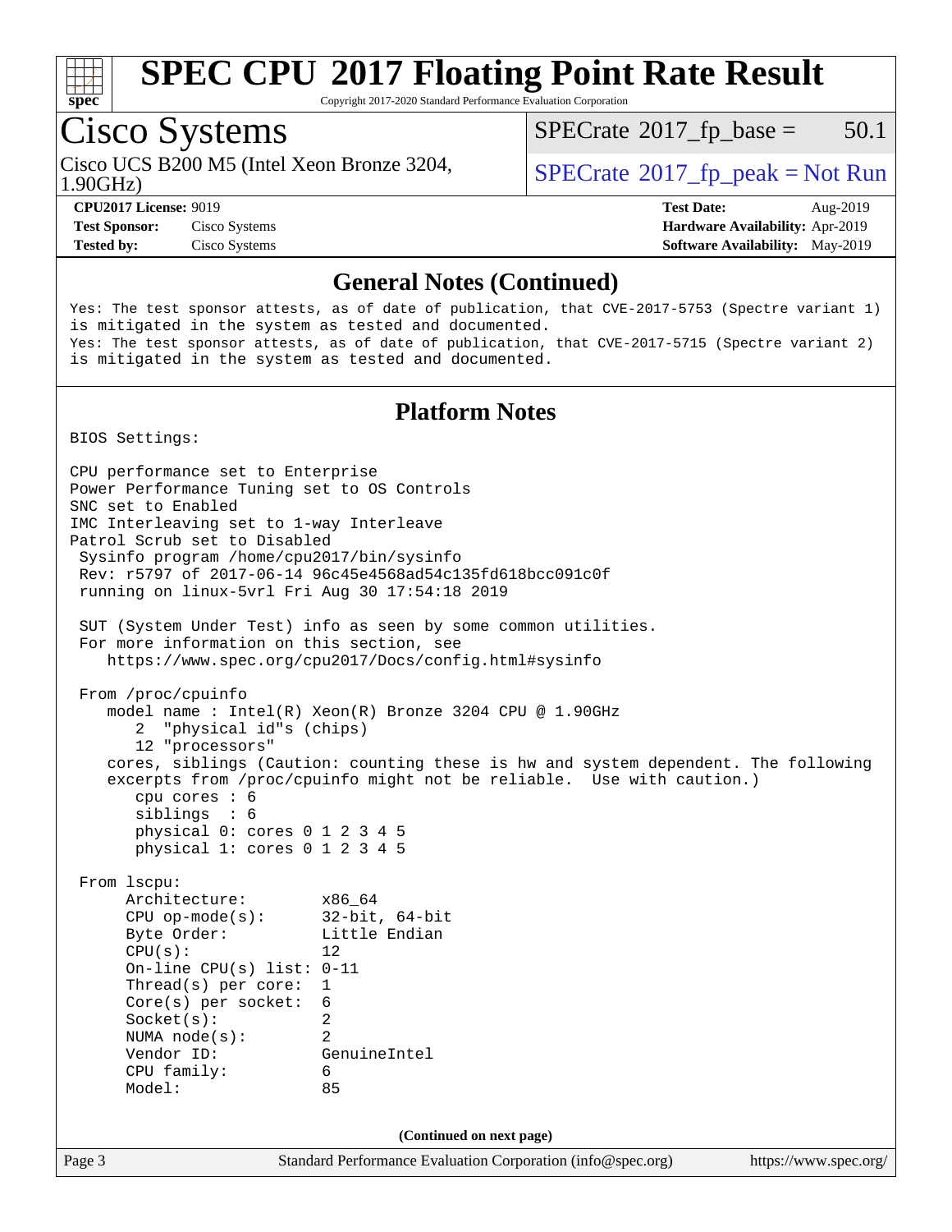## General Notes (Continued)

```
Yes: The test sponsor attests, as of date of publication, that CVE-2017-5753 (Spectre variant 1)
is mitigated in the system as tested and documented.
Yes: The test sponsor attests, as of date of publication, that CVE-2017-5715 (Spectre variant 2)
is mitigated in the system as tested and documented.
```

## Platform Notes

```
BIOS Settings:

CPU performance set to Enterprise
Power Performance Tuning set to OS Controls
SNC set to Enabled
IMC Interleaving set to 1-way Interleave
Patrol Scrub set to Disabled
 Sysinfo program /home/cpu2017/bin/sysinfo
 Rev: r5797 of 2017-06-14 96c45e4568ad54c135fd618bcc091c0f
 running on linux-5vrl Fri Aug 30 17:54:18 2019

 SUT (System Under Test) info as seen by some common utilities.
 For more information on this section, see
    https://www.spec.org/cpu2017/Docs/config.html#sysinfo

 From /proc/cpuinfo
    model name : Intel(R) Xeon(R) Bronze 3204 CPU @ 1.90GHz
       2  "physical id"s (chips)
       12 "processors"
    cores, siblings (Caution: counting these is hw and system dependent. The following
    excerpts from /proc/cpuinfo might not be reliable.  Use with caution.)
       cpu cores : 6
       siblings  : 6
       physical 0: cores 0 1 2 3 4 5
       physical 1: cores 0 1 2 3 4 5

 From lscpu:
      Architecture:        x86_64
      CPU op-mode(s):      32-bit, 64-bit
      Byte Order:          Little Endian
      CPU(s):              12
      On-line CPU(s) list: 0-11
      Thread(s) per core:  1
      Core(s) per socket:  6
      Socket(s):           2
      NUMA node(s):        2
      Vendor ID:           GenuineIntel
      CPU family:          6
      Model:               85
```

(Continued on next page)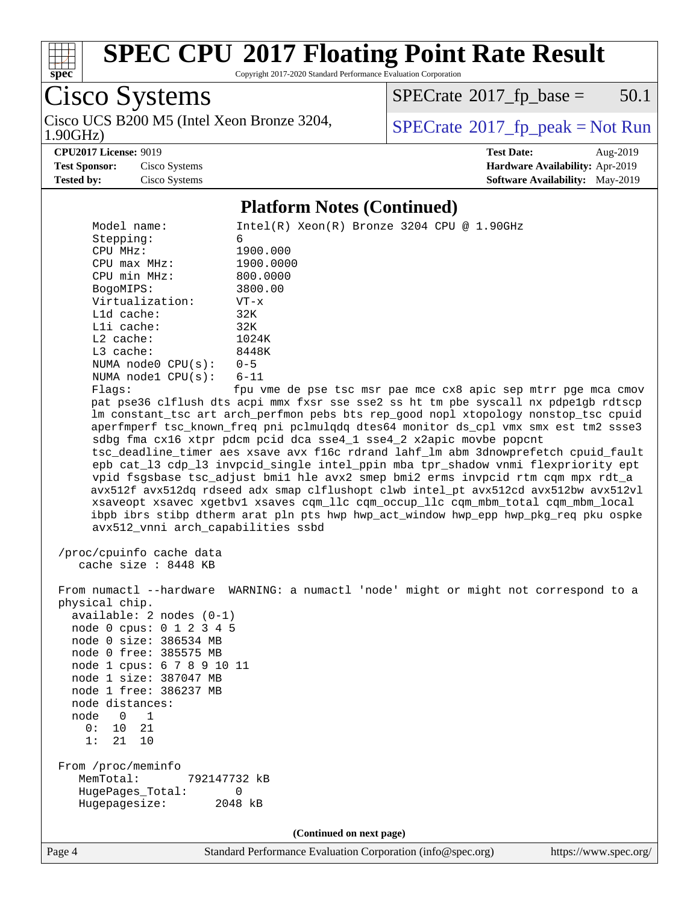# SPEC CPU 2017 Floating Point Rate Result

Copyright 2017-2020 Standard Performance Evaluation Corporation

## Cisco Systems

Cisco UCS B200 M5 (Intel Xeon Bronze 3204, 1.90GHz)

SPECrate 2017_fp_base = 50.1

SPECrate 2017_fp_peak = Not Run

**CPU2017 License:** 9019
**Test Sponsor:** Cisco Systems
**Tested by:** Cisco Systems

**Test Date:** Aug-2019
**Hardware Availability:** Apr-2019
**Software Availability:** May-2019

### Platform Notes (Continued)

```
     Model name:          Intel(R) Xeon(R) Bronze 3204 CPU @ 1.90GHz
     Stepping:            6
     CPU MHz:             1900.000
     CPU max MHz:         1900.0000
     CPU min MHz:         800.0000
     BogoMIPS:            3800.00
     Virtualization:      VT-x
     L1d cache:           32K
     L1i cache:           32K
     L2 cache:            1024K
     L3 cache:            8448K
     NUMA node0 CPU(s):   0-5
     NUMA node1 CPU(s):   6-11
     Flags:               fpu vme de pse tsc msr pae mce cx8 apic sep mtrr pge mca cmov
     pat pse36 clflush dts acpi mmx fxsr sse sse2 ss ht tm pbe syscall nx pdpe1gb rdtscp
     lm constant_tsc art arch_perfmon pebs bts rep_good nopl xtopology nonstop_tsc cpuid
     aperfmperf tsc_known_freq pni pclmulqdq dtes64 monitor ds_cpl vmx smx est tm2 ssse3
     sdbg fma cx16 xtpr pdcm pcid dca sse4_1 sse4_2 x2apic movbe popcnt
     tsc_deadline_timer aes xsave avx f16c rdrand lahf_lm abm 3dnowprefetch cpuid_fault
     epb cat_l3 cdp_l3 invpcid_single intel_ppin mba tpr_shadow vnmi flexpriority ept
     vpid fsgsbase tsc_adjust bmi1 hle avx2 smep bmi2 erms invpcid rtm cqm mpx rdt_a
     avx512f avx512dq rdseed adx smap clflushopt clwb intel_pt avx512cd avx512bw avx512vl
     xsaveopt xsavec xgetbv1 xsaves cqm_llc cqm_occup_llc cqm_mbm_total cqm_mbm_local
     ibpb ibrs stibp dtherm arat pln pts hwp hwp_act_window hwp_epp hwp_pkg_req pku ospke
     avx512_vnni arch_capabilities ssbd

 /proc/cpuinfo cache data
    cache size : 8448 KB

 From numactl --hardware  WARNING: a numactl 'node' might or might not correspond to a
 physical chip.
   available: 2 nodes (0-1)
   node 0 cpus: 0 1 2 3 4 5
   node 0 size: 386534 MB
   node 0 free: 385575 MB
   node 1 cpus: 6 7 8 9 10 11
   node 1 size: 387047 MB
   node 1 free: 386237 MB
   node distances:
   node   0   1
     0:  10  21
     1:  21  10

 From /proc/meminfo
    MemTotal:       792147732 kB
    HugePages_Total:       0
    Hugepagesize:       2048 kB
```

(Continued on next page)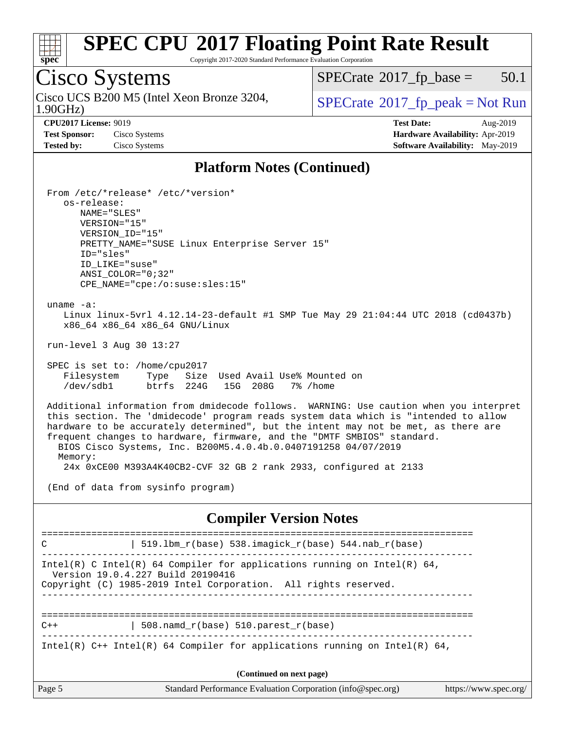## Platform Notes (Continued)

```
From /etc/*release* /etc/*version*
   os-release:
      NAME="SLES"
      VERSION="15"
      VERSION_ID="15"
      PRETTY_NAME="SUSE Linux Enterprise Server 15"
      ID="sles"
      ID_LIKE="suse"
      ANSI_COLOR="0;32"
      CPE_NAME="cpe:/o:suse:sles:15"

uname -a:
   Linux linux-5vrl 4.12.14-23-default #1 SMP Tue May 29 21:04:44 UTC 2018 (cd0437b)
   x86_64 x86_64 x86_64 GNU/Linux

run-level 3 Aug 30 13:27

SPEC is set to: /home/cpu2017
   Filesystem     Type   Size  Used Avail Use% Mounted on
   /dev/sdb1      btrfs  224G   15G  208G   7% /home

Additional information from dmidecode follows.  WARNING: Use caution when you interpret
this section. The 'dmidecode' program reads system data which is "intended to allow
hardware to be accurately determined", but the intent may not be met, as there are
frequent changes to hardware, firmware, and the "DMTF SMBIOS" standard.
  BIOS Cisco Systems, Inc. B200M5.4.0.4b.0.0407191258 04/07/2019
  Memory:
   24x 0xCE00 M393A4K40CB2-CVF 32 GB 2 rank 2933, configured at 2133

(End of data from sysinfo program)
```

## Compiler Version Notes

```
==============================================================================
C               | 519.lbm_r(base) 538.imagick_r(base) 544.nab_r(base)
------------------------------------------------------------------------------
Intel(R) C Intel(R) 64 Compiler for applications running on Intel(R) 64,
  Version 19.0.4.227 Build 20190416
Copyright (C) 1985-2019 Intel Corporation.  All rights reserved.
------------------------------------------------------------------------------

==============================================================================
C++             | 508.namd_r(base) 510.parest_r(base)
------------------------------------------------------------------------------
Intel(R) C++ Intel(R) 64 Compiler for applications running on Intel(R) 64,
```

(Continued on next page)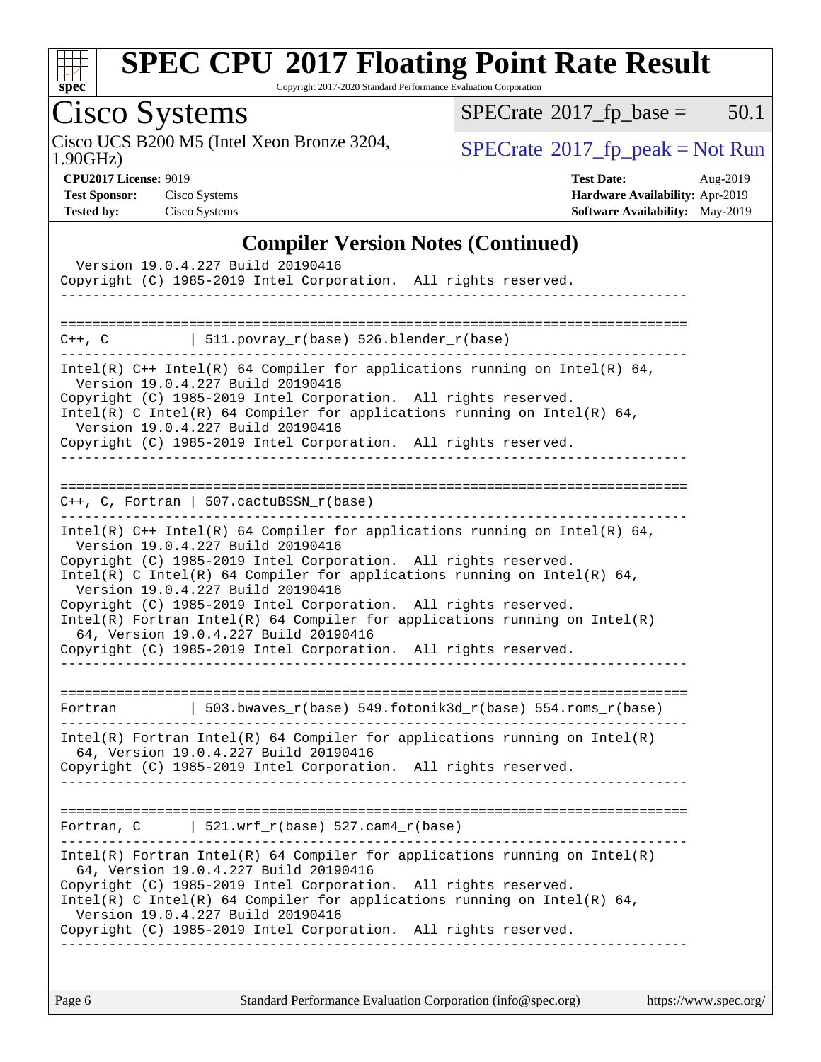## Compiler Version Notes (Continued)

```
  Version 19.0.4.227 Build 20190416
Copyright (C) 1985-2019 Intel Corporation.  All rights reserved.
------------------------------------------------------------------------------

==============================================================================
C++, C          | 511.povray_r(base) 526.blender_r(base)
------------------------------------------------------------------------------
Intel(R) C++ Intel(R) 64 Compiler for applications running on Intel(R) 64,
  Version 19.0.4.227 Build 20190416
Copyright (C) 1985-2019 Intel Corporation.  All rights reserved.
Intel(R) C Intel(R) 64 Compiler for applications running on Intel(R) 64,
  Version 19.0.4.227 Build 20190416
Copyright (C) 1985-2019 Intel Corporation.  All rights reserved.
------------------------------------------------------------------------------

==============================================================================
C++, C, Fortran | 507.cactuBSSN_r(base)
------------------------------------------------------------------------------
Intel(R) C++ Intel(R) 64 Compiler for applications running on Intel(R) 64,
  Version 19.0.4.227 Build 20190416
Copyright (C) 1985-2019 Intel Corporation.  All rights reserved.
Intel(R) C Intel(R) 64 Compiler for applications running on Intel(R) 64,
  Version 19.0.4.227 Build 20190416
Copyright (C) 1985-2019 Intel Corporation.  All rights reserved.
Intel(R) Fortran Intel(R) 64 Compiler for applications running on Intel(R)
  64, Version 19.0.4.227 Build 20190416
Copyright (C) 1985-2019 Intel Corporation.  All rights reserved.
------------------------------------------------------------------------------

==============================================================================
Fortran         | 503.bwaves_r(base) 549.fotonik3d_r(base) 554.roms_r(base)
------------------------------------------------------------------------------
Intel(R) Fortran Intel(R) 64 Compiler for applications running on Intel(R)
  64, Version 19.0.4.227 Build 20190416
Copyright (C) 1985-2019 Intel Corporation.  All rights reserved.
------------------------------------------------------------------------------

==============================================================================
Fortran, C      | 521.wrf_r(base) 527.cam4_r(base)
------------------------------------------------------------------------------
Intel(R) Fortran Intel(R) 64 Compiler for applications running on Intel(R)
  64, Version 19.0.4.227 Build 20190416
Copyright (C) 1985-2019 Intel Corporation.  All rights reserved.
Intel(R) C Intel(R) 64 Compiler for applications running on Intel(R) 64,
  Version 19.0.4.227 Build 20190416
Copyright (C) 1985-2019 Intel Corporation.  All rights reserved.
------------------------------------------------------------------------------
```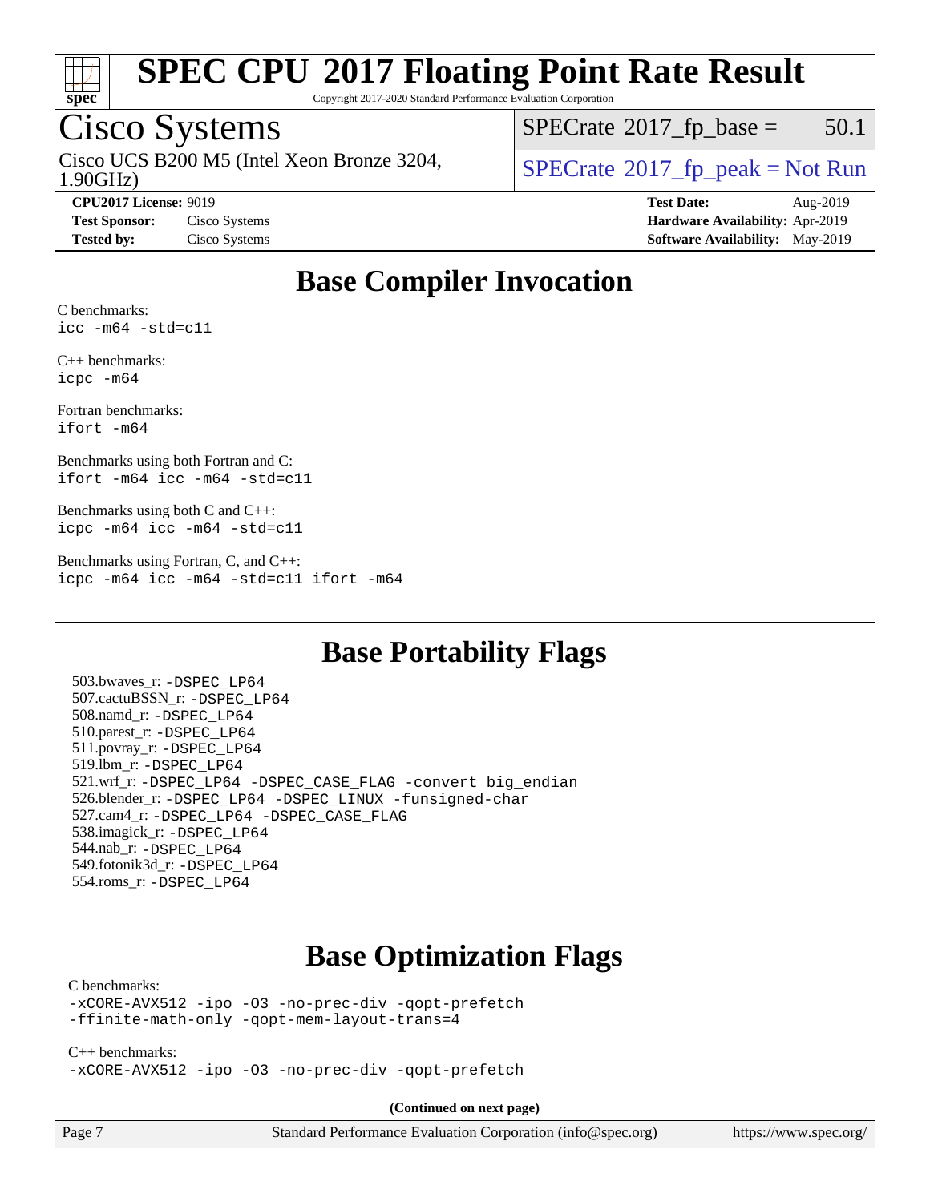# SPEC CPU 2017 Floating Point Rate Result

Copyright 2017-2020 Standard Performance Evaluation Corporation

## Cisco Systems

Cisco UCS B200 M5 (Intel Xeon Bronze 3204, 1.90GHz)

SPECrate 2017_fp_base = 50.1

SPECrate 2017_fp_peak = Not Run

**CPU2017 License:** 9019
**Test Sponsor:** Cisco Systems
**Tested by:** Cisco Systems

**Test Date:** Aug-2019
**Hardware Availability:** Apr-2019
**Software Availability:** May-2019

## Base Compiler Invocation

C benchmarks:
```
icc -m64 -std=c11
```

C++ benchmarks:
```
icpc -m64
```

Fortran benchmarks:
```
ifort -m64
```

Benchmarks using both Fortran and C:
```
ifort -m64 icc -m64 -std=c11
```

Benchmarks using both C and C++:
```
icpc -m64 icc -m64 -std=c11
```

Benchmarks using Fortran, C, and C++:
```
icpc -m64 icc -m64 -std=c11 ifort -m64
```

## Base Portability Flags

503.bwaves_r: -DSPEC_LP64
507.cactuBSSN_r: -DSPEC_LP64
508.namd_r: -DSPEC_LP64
510.parest_r: -DSPEC_LP64
511.povray_r: -DSPEC_LP64
519.lbm_r: -DSPEC_LP64
521.wrf_r: -DSPEC_LP64 -DSPEC_CASE_FLAG -convert big_endian
526.blender_r: -DSPEC_LP64 -DSPEC_LINUX -funsigned-char
527.cam4_r: -DSPEC_LP64 -DSPEC_CASE_FLAG
538.imagick_r: -DSPEC_LP64
544.nab_r: -DSPEC_LP64
549.fotonik3d_r: -DSPEC_LP64
554.roms_r: -DSPEC_LP64

## Base Optimization Flags

C benchmarks:
```
-xCORE-AVX512 -ipo -O3 -no-prec-div -qopt-prefetch
-ffinite-math-only -qopt-mem-layout-trans=4
```

C++ benchmarks:
```
-xCORE-AVX512 -ipo -O3 -no-prec-div -qopt-prefetch
```

**(Continued on next page)**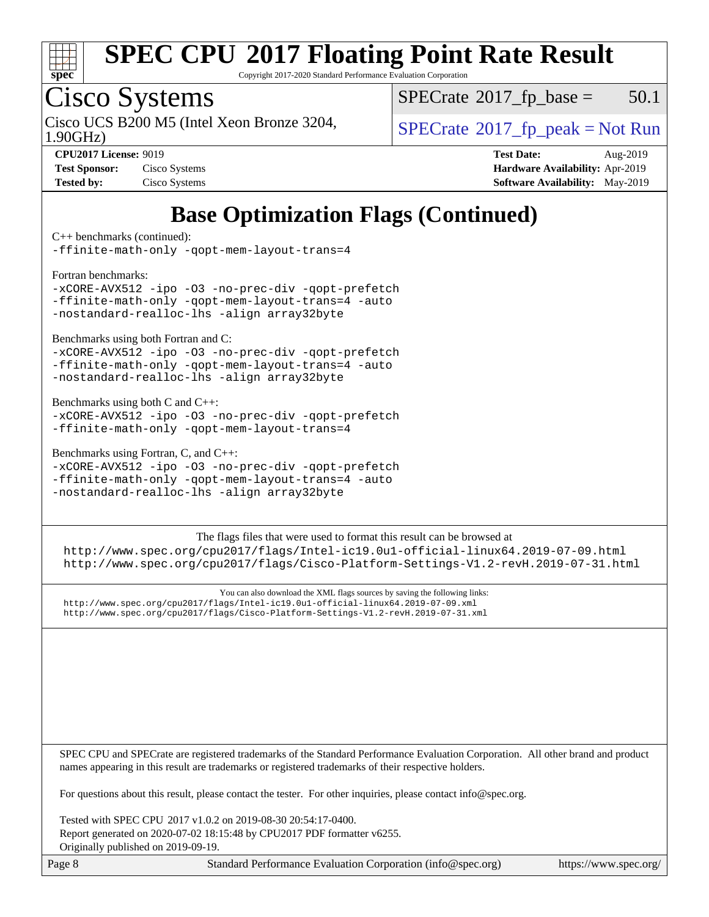# Base Optimization Flags (Continued)

C++ benchmarks (continued):
-ffinite-math-only -qopt-mem-layout-trans=4

Fortran benchmarks:
-xCORE-AVX512 -ipo -O3 -no-prec-div -qopt-prefetch
-ffinite-math-only -qopt-mem-layout-trans=4 -auto
-nostandard-realloc-lhs -align array32byte

Benchmarks using both Fortran and C:
-xCORE-AVX512 -ipo -O3 -no-prec-div -qopt-prefetch
-ffinite-math-only -qopt-mem-layout-trans=4 -auto
-nostandard-realloc-lhs -align array32byte

Benchmarks using both C and C++:
-xCORE-AVX512 -ipo -O3 -no-prec-div -qopt-prefetch
-ffinite-math-only -qopt-mem-layout-trans=4

Benchmarks using Fortran, C, and C++:
-xCORE-AVX512 -ipo -O3 -no-prec-div -qopt-prefetch
-ffinite-math-only -qopt-mem-layout-trans=4 -auto
-nostandard-realloc-lhs -align array32byte

The flags files that were used to format this result can be browsed at
http://www.spec.org/cpu2017/flags/Intel-ic19.0u1-official-linux64.2019-07-09.html
http://www.spec.org/cpu2017/flags/Cisco-Platform-Settings-V1.2-revH.2019-07-31.html

You can also download the XML flags sources by saving the following links:
http://www.spec.org/cpu2017/flags/Intel-ic19.0u1-official-linux64.2019-07-09.xml
http://www.spec.org/cpu2017/flags/Cisco-Platform-Settings-V1.2-revH.2019-07-31.xml

SPEC CPU and SPECrate are registered trademarks of the Standard Performance Evaluation Corporation. All other brand and product names appearing in this result are trademarks or registered trademarks of their respective holders.

For questions about this result, please contact the tester. For other inquiries, please contact info@spec.org.

Tested with SPEC CPU 2017 v1.0.2 on 2019-08-30 20:54:17-0400.
Report generated on 2020-07-02 18:15:48 by CPU2017 PDF formatter v6255.
Originally published on 2019-09-19.